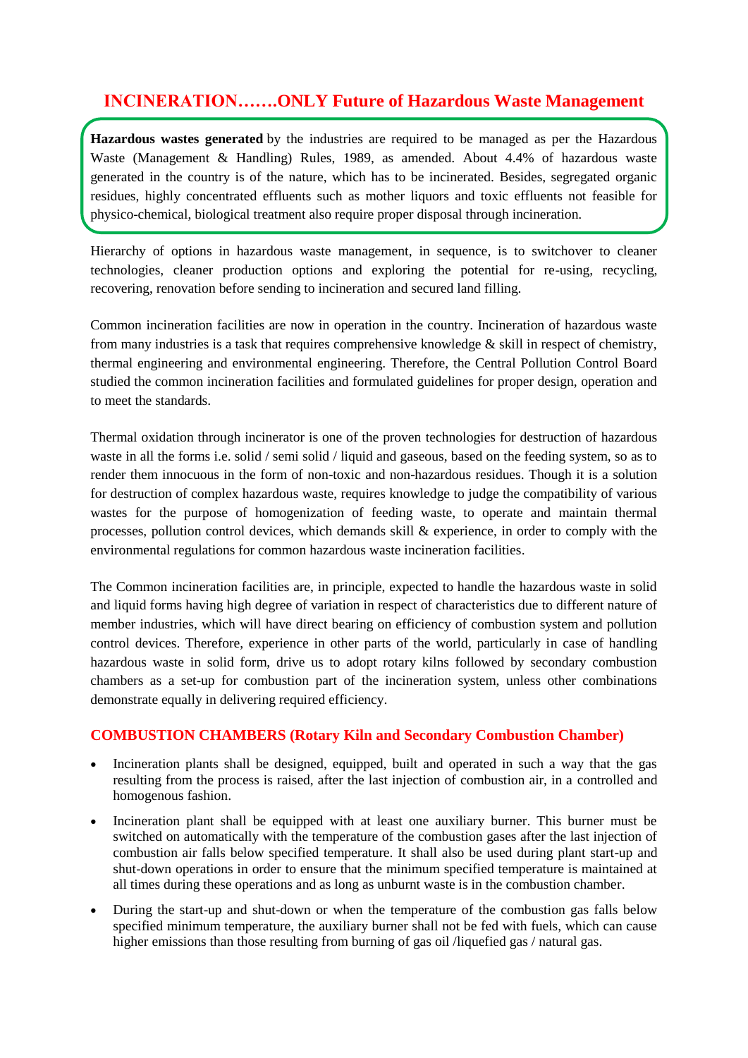# INCINERATION…….ONLY Future of Hazardous Waste Management

**Hazardous wastes generated** by the industries are required to be managed as per the Hazardous Waste (Management & Handling) Rules, 1989, as amended. About 4.4% of hazardous waste generated in the country is of the nature, which has to be incinerated. Besides, segregated organic residues, highly concentrated effluents such as mother liquors and toxic effluents not feasible for physico-chemical, biological treatment also require proper disposal through incineration.

Hierarchy of options in hazardous waste management, in sequence, is to switchover to cleaner technologies, cleaner production options and exploring the potential for re-using, recycling, recovering, renovation before sending to incineration and secured land filling.

Common incineration facilities are now in operation in the country. Incineration of hazardous waste from many industries is a task that requires comprehensive knowledge & skill in respect of chemistry, thermal engineering and environmental engineering. Therefore, the Central Pollution Control Board studied the common incineration facilities and formulated guidelines for proper design, operation and to meet the standards.

Thermal oxidation through incinerator is one of the proven technologies for destruction of hazardous waste in all the forms i.e. solid / semi solid / liquid and gaseous, based on the feeding system, so as to render them innocuous in the form of non-toxic and non-hazardous residues. Though it is a solution for destruction of complex hazardous waste, requires knowledge to judge the compatibility of various wastes for the purpose of homogenization of feeding waste, to operate and maintain thermal processes, pollution control devices, which demands skill & experience, in order to comply with the environmental regulations for common hazardous waste incineration facilities.

The Common incineration facilities are, in principle, expected to handle the hazardous waste in solid and liquid forms having high degree of variation in respect of characteristics due to different nature of member industries, which will have direct bearing on efficiency of combustion system and pollution control devices. Therefore, experience in other parts of the world, particularly in case of handling hazardous waste in solid form, drive us to adopt rotary kilns followed by secondary combustion chambers as a set-up for combustion part of the incineration system, unless other combinations demonstrate equally in delivering required efficiency.

## COMBUSTION CHAMBERS (Rotary Kiln and Secondary Combustion Chamber)

- Incineration plants shall be designed, equipped, built and operated in such a way that the gas resulting from the process is raised, after the last injection of combustion air, in a controlled and homogenous fashion.
- Incineration plant shall be equipped with at least one auxiliary burner. This burner must be switched on automatically with the temperature of the combustion gases after the last injection of combustion air falls below specified temperature. It shall also be used during plant start-up and shut-down operations in order to ensure that the minimum specified temperature is maintained at all times during these operations and as long as unburnt waste is in the combustion chamber.
- During the start-up and shut-down or when the temperature of the combustion gas falls below specified minimum temperature, the auxiliary burner shall not be fed with fuels, which can cause higher emissions than those resulting from burning of gas oil /liquefied gas / natural gas.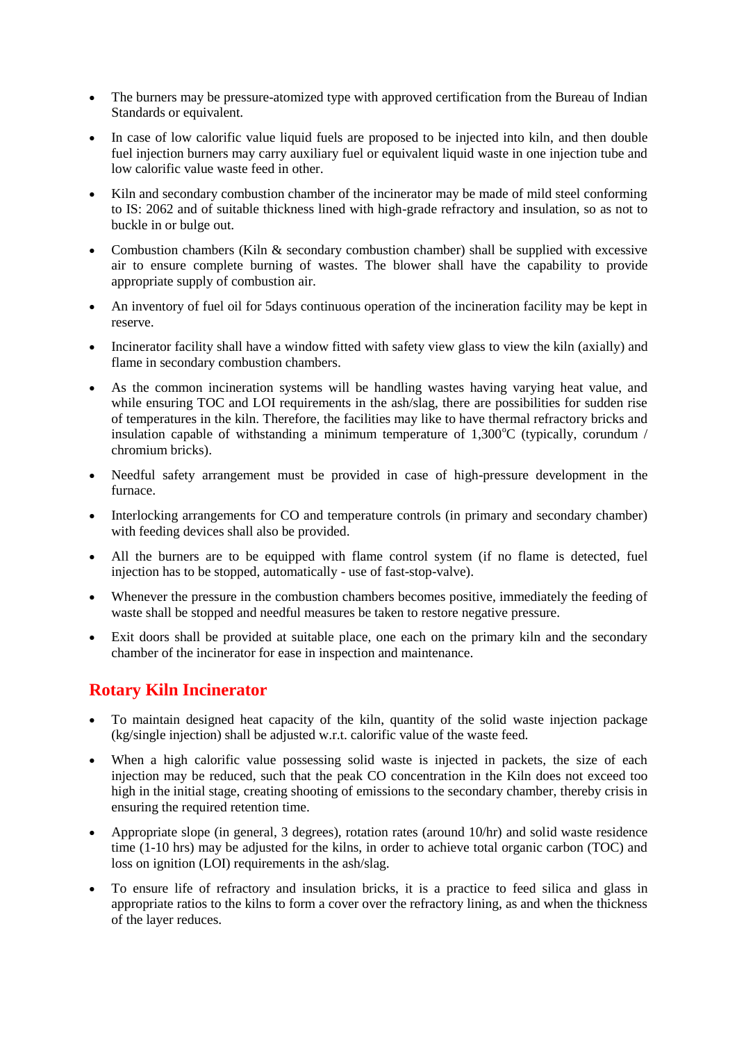- The burners may be pressure-atomized type with approved certification from the Bureau of Indian Standards or equivalent.
- In case of low calorific value liquid fuels are proposed to be injected into kiln, and then double fuel injection burners may carry auxiliary fuel or equivalent liquid waste in one injection tube and low calorific value waste feed in other.
- Kiln and secondary combustion chamber of the incinerator may be made of mild steel conforming to IS: 2062 and of suitable thickness lined with high-grade refractory and insulation, so as not to buckle in or bulge out.
- Combustion chambers (Kiln & secondary combustion chamber) shall be supplied with excessive air to ensure complete burning of wastes. The blower shall have the capability to provide appropriate supply of combustion air.
- An inventory of fuel oil for 5days continuous operation of the incineration facility may be kept in reserve.
- Incinerator facility shall have a window fitted with safety view glass to view the kiln (axially) and flame in secondary combustion chambers.
- As the common incineration systems will be handling wastes having varying heat value, and while ensuring TOC and LOI requirements in the ash/slag, there are possibilities for sudden rise of temperatures in the kiln. Therefore, the facilities may like to have thermal refractory bricks and insulation capable of withstanding a minimum temperature of 1,300$^{o}$C (typically, corundum / chromium bricks).
- Needful safety arrangement must be provided in case of high-pressure development in the furnace.
- Interlocking arrangements for CO and temperature controls (in primary and secondary chamber) with feeding devices shall also be provided.
- All the burners are to be equipped with flame control system (if no flame is detected, fuel injection has to be stopped, automatically - use of fast-stop-valve).
- Whenever the pressure in the combustion chambers becomes positive, immediately the feeding of waste shall be stopped and needful measures be taken to restore negative pressure.
- Exit doors shall be provided at suitable place, one each on the primary kiln and the secondary chamber of the incinerator for ease in inspection and maintenance.

## Rotary Kiln Incinerator

- To maintain designed heat capacity of the kiln, quantity of the solid waste injection package (kg/single injection) shall be adjusted w.r.t. calorific value of the waste feed.
- When a high calorific value possessing solid waste is injected in packets, the size of each injection may be reduced, such that the peak CO concentration in the Kiln does not exceed too high in the initial stage, creating shooting of emissions to the secondary chamber, thereby crisis in ensuring the required retention time.
- Appropriate slope (in general, 3 degrees), rotation rates (around 10/hr) and solid waste residence time (1-10 hrs) may be adjusted for the kilns, in order to achieve total organic carbon (TOC) and loss on ignition (LOI) requirements in the ash/slag.
- To ensure life of refractory and insulation bricks, it is a practice to feed silica and glass in appropriate ratios to the kilns to form a cover over the refractory lining, as and when the thickness of the layer reduces.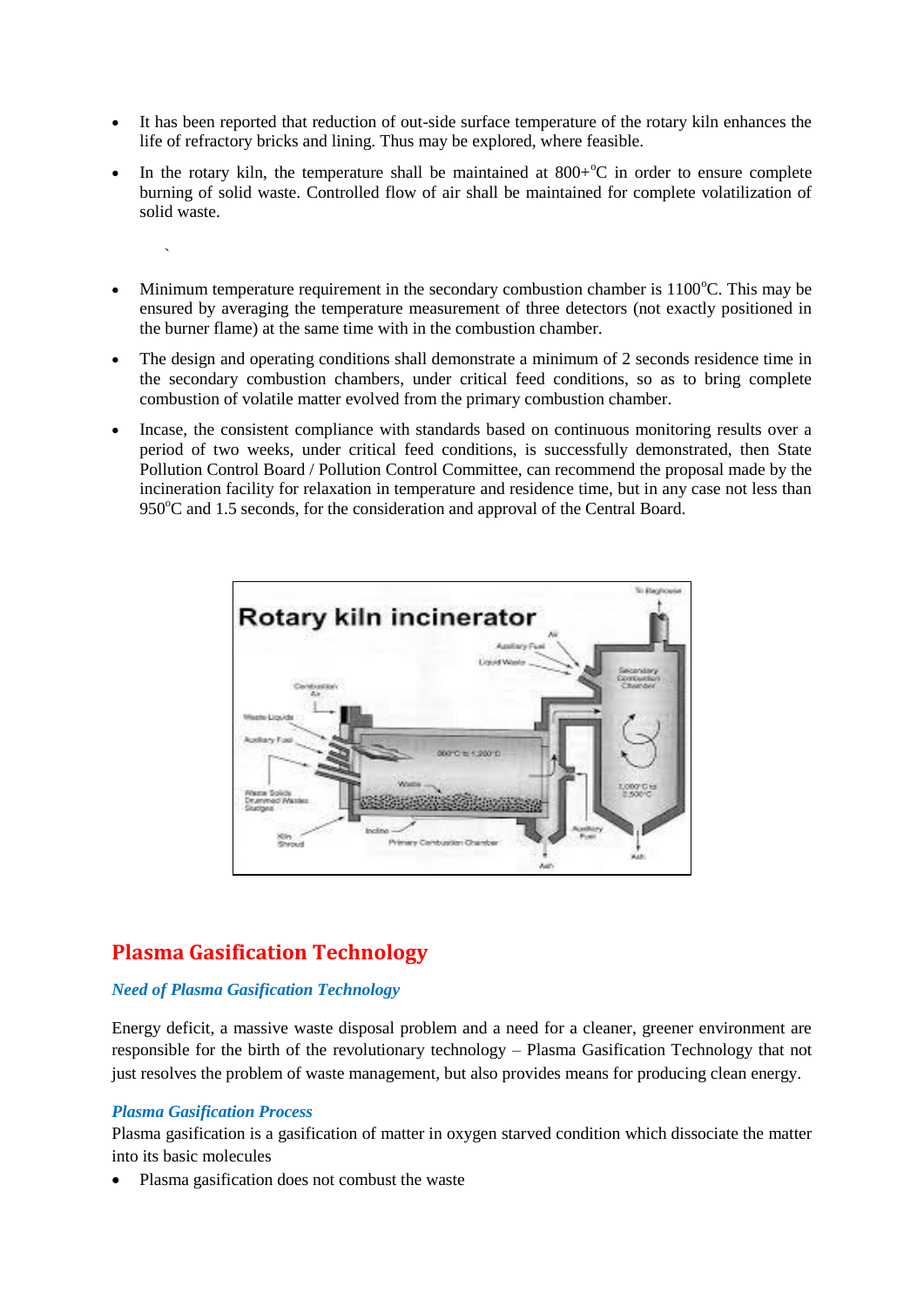- It has been reported that reduction of out-side surface temperature of the rotary kiln enhances the life of refractory bricks and lining. Thus may be explored, where feasible.
- In the rotary kiln, the temperature shall be maintained at 800+°C in order to ensure complete burning of solid waste. Controlled flow of air shall be maintained for complete volatilization of solid waste.

`

- Minimum temperature requirement in the secondary combustion chamber is 1100°C. This may be ensured by averaging the temperature measurement of three detectors (not exactly positioned in the burner flame) at the same time with in the combustion chamber.
- The design and operating conditions shall demonstrate a minimum of 2 seconds residence time in the secondary combustion chambers, under critical feed conditions, so as to bring complete combustion of volatile matter evolved from the primary combustion chamber.
- Incase, the consistent compliance with standards based on continuous monitoring results over a period of two weeks, under critical feed conditions, is successfully demonstrated, then State Pollution Control Board / Pollution Control Committee, can recommend the proposal made by the incineration facility for relaxation in temperature and residence time, but in any case not less than 950°C and 1.5 seconds, for the consideration and approval of the Central Board.

Rotary kiln incinerator

## Plasma Gasification Technology

### *Need of Plasma Gasification Technology*

Energy deficit, a massive waste disposal problem and a need for a cleaner, greener environment are responsible for the birth of the revolutionary technology – Plasma Gasification Technology that not just resolves the problem of waste management, but also provides means for producing clean energy.

### *Plasma Gasification Process*

Plasma gasification is a gasification of matter in oxygen starved condition which dissociate the matter into its basic molecules

- Plasma gasification does not combust the waste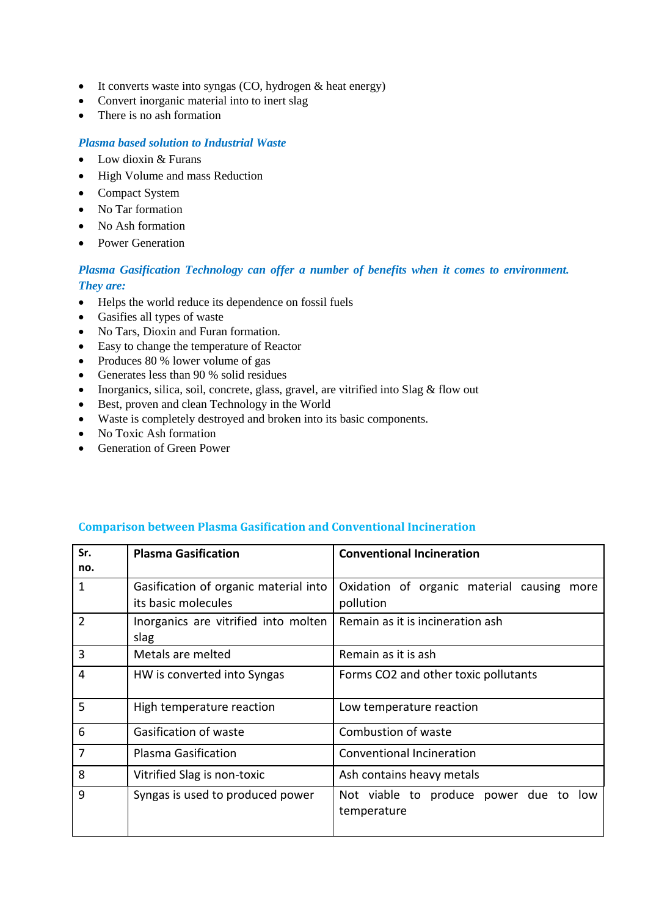- It converts waste into syngas (CO, hydrogen & heat energy)
- Convert inorganic material into to inert slag
- There is no ash formation

***Plasma based solution to Industrial Waste***

- Low dioxin & Furans
- High Volume and mass Reduction
- Compact System
- No Tar formation
- No Ash formation
- Power Generation

***Plasma Gasification Technology can offer a number of benefits when it comes to environment. They are:***

- Helps the world reduce its dependence on fossil fuels
- Gasifies all types of waste
- No Tars, Dioxin and Furan formation.
- Easy to change the temperature of Reactor
- Produces 80 % lower volume of gas
- Generates less than 90 % solid residues
- Inorganics, silica, soil, concrete, glass, gravel, are vitrified into Slag & flow out
- Best, proven and clean Technology in the World
- Waste is completely destroyed and broken into its basic components.
- No Toxic Ash formation
- Generation of Green Power

**Comparison between Plasma Gasification and Conventional Incineration**

| Sr. no. | Plasma Gasification | Conventional Incineration |
|---|---|---|
| 1 | Gasification of organic material into its basic molecules | Oxidation of organic material causing more pollution |
| 2 | Inorganics are vitrified into molten slag | Remain as it is incineration ash |
| 3 | Metals are melted | Remain as it is ash |
| 4 | HW is converted into Syngas | Forms CO2 and other toxic pollutants |
| 5 | High temperature reaction | Low temperature reaction |
| 6 | Gasification of waste | Combustion of waste |
| 7 | Plasma Gasification | Conventional Incineration |
| 8 | Vitrified Slag is non-toxic | Ash contains heavy metals |
| 9 | Syngas is used to produced power | Not viable to produce power due to low temperature |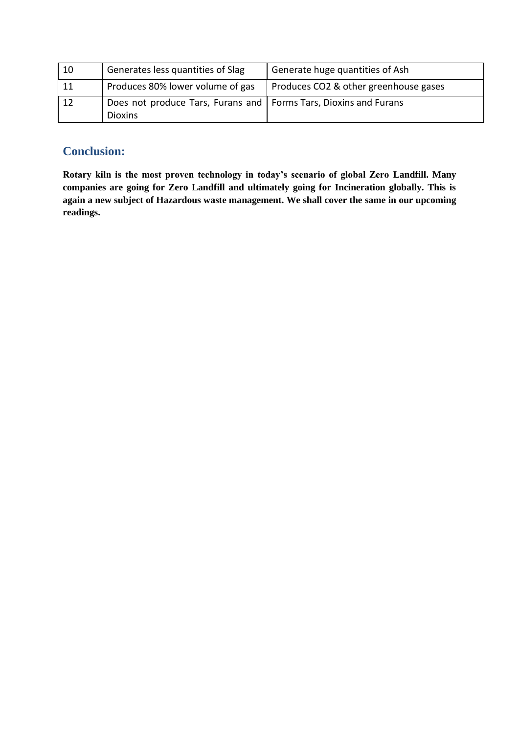| | | |
|---|---|---|
| 10 | Generates less quantities of Slag | Generate huge quantities of Ash |
| 11 | Produces 80% lower volume of gas | Produces $CO_2$ & other greenhouse gases |
| 12 | Does not produce Tars, Furans and Dioxins | Forms Tars, Dioxins and Furans |

## Conclusion:

**Rotary kiln is the most proven technology in today's scenario of global Zero Landfill. Many companies are going for Zero Landfill and ultimately going for Incineration globally. This is again a new subject of Hazardous waste management. We shall cover the same in our upcoming readings.**